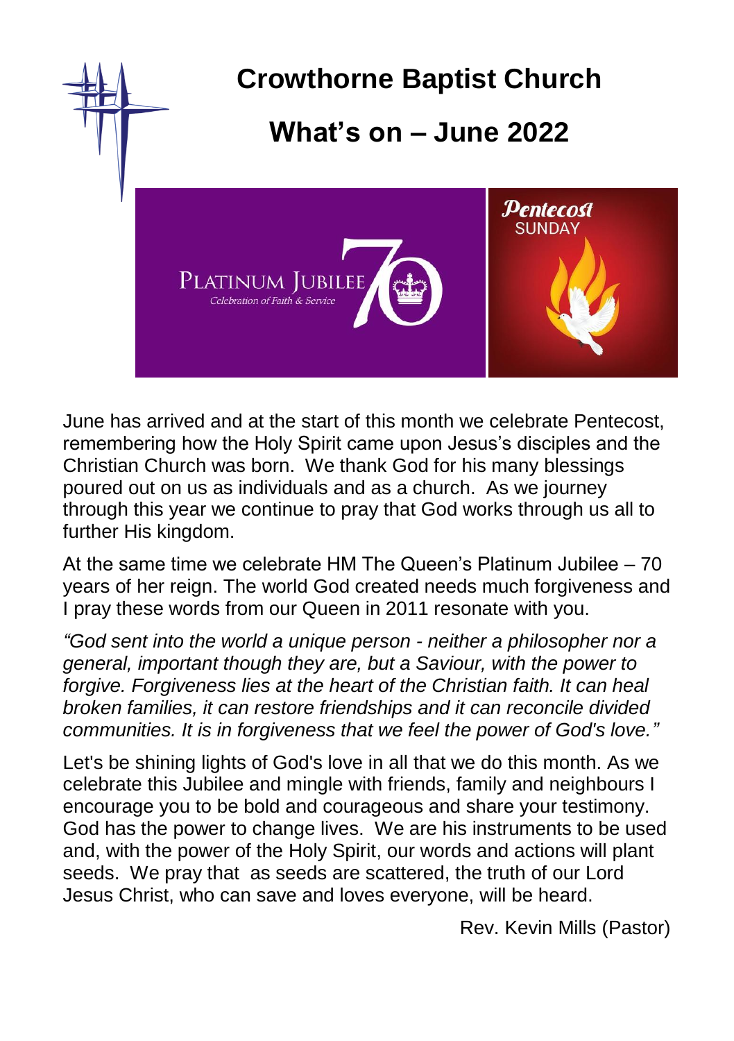# Crowthorne Baptist Church

## What's on – June 2022

June has arrived and at the start of this month we celebrate Pentecost, remembering how the Holy Spirit came upon Jesus's disciples and the Christian Church was born. We thank God for his many blessings poured out on us as individuals and as a church. As we journey through this year we continue to pray that God works through us all to further His kingdom.

At the same time we celebrate HM The Queen's Platinum Jubilee – 70 years of her reign. The world God created needs much forgiveness and I pray these words from our Queen in 2011 resonate with you.

*"God sent into the world a unique person - neither a philosopher nor a general, important though they are, but a Saviour, with the power to forgive. Forgiveness lies at the heart of the Christian faith. It can heal broken families, it can restore friendships and it can reconcile divided communities. It is in forgiveness that we feel the power of God's love."*

Let's be shining lights of God's love in all that we do this month. As we celebrate this Jubilee and mingle with friends, family and neighbours I encourage you to be bold and courageous and share your testimony. God has the power to change lives. We are his instruments to be used and, with the power of the Holy Spirit, our words and actions will plant seeds. We pray that as seeds are scattered, the truth of our Lord Jesus Christ, who can save and loves everyone, will be heard.

Rev. Kevin Mills (Pastor)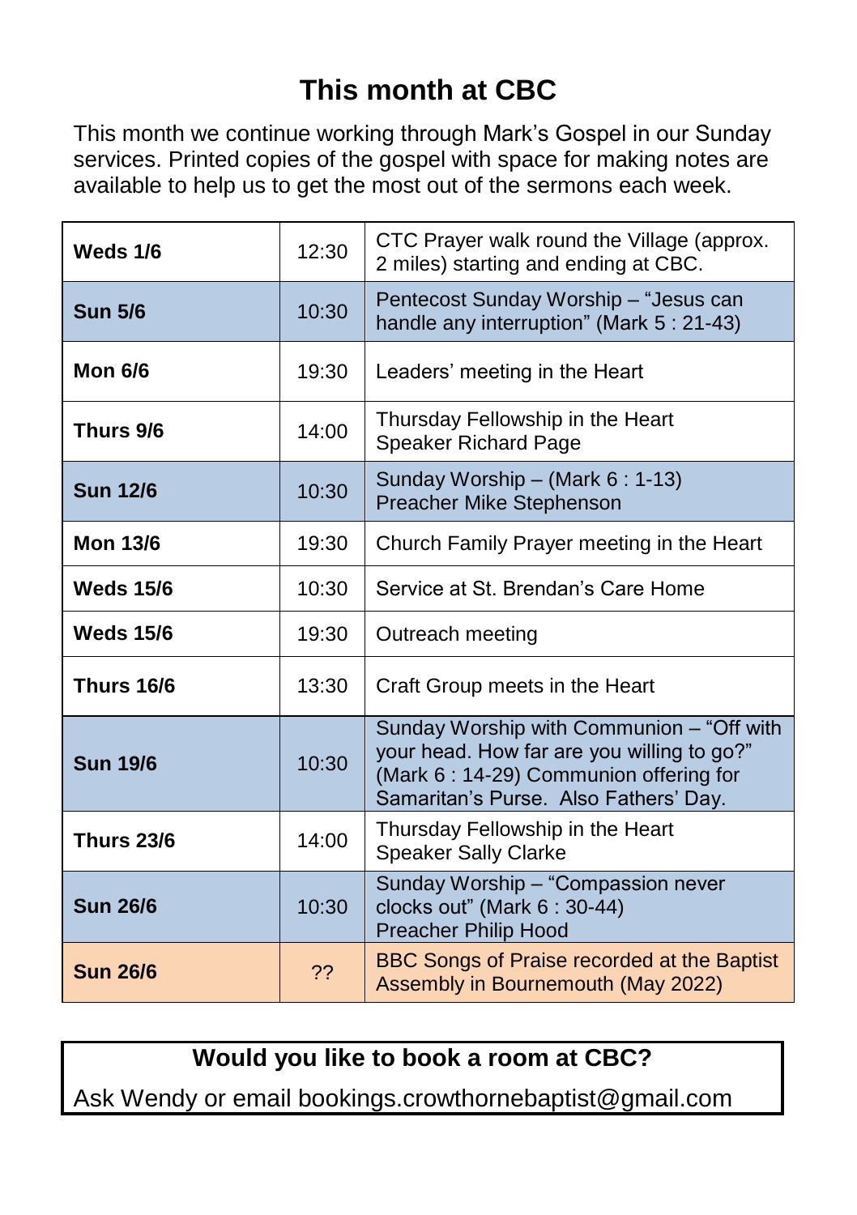# This month at CBC

This month we continue working through Mark's Gospel in our Sunday services. Printed copies of the gospel with space for making notes are available to help us to get the most out of the sermons each week.

| | | |
|---|---|---|
| **Weds 1/6** | 12:30 | CTC Prayer walk round the Village (approx. 2 miles) starting and ending at CBC. |
| **Sun 5/6** | 10:30 | Pentecost Sunday Worship – "Jesus can handle any interruption" (Mark 5 : 21-43) |
| **Mon 6/6** | 19:30 | Leaders' meeting in the Heart |
| **Thurs 9/6** | 14:00 | Thursday Fellowship in the Heart<br>Speaker Richard Page |
| **Sun 12/6** | 10:30 | Sunday Worship – (Mark 6 : 1-13)<br>Preacher Mike Stephenson |
| **Mon 13/6** | 19:30 | Church Family Prayer meeting in the Heart |
| **Weds 15/6** | 10:30 | Service at St. Brendan's Care Home |
| **Weds 15/6** | 19:30 | Outreach meeting |
| **Thurs 16/6** | 13:30 | Craft Group meets in the Heart |
| **Sun 19/6** | 10:30 | Sunday Worship with Communion – "Off with your head. How far are you willing to go?" (Mark 6 : 14-29) Communion offering for Samaritan's Purse. Also Fathers' Day. |
| **Thurs 23/6** | 14:00 | Thursday Fellowship in the Heart<br>Speaker Sally Clarke |
| **Sun 26/6** | 10:30 | Sunday Worship – "Compassion never clocks out" (Mark 6 : 30-44)<br>Preacher Philip Hood |
| **Sun 26/6** | ?? | BBC Songs of Praise recorded at the Baptist Assembly in Bournemouth (May 2022) |

**Would you like to book a room at CBC?**

Ask Wendy or email bookings.crowthornebaptist@gmail.com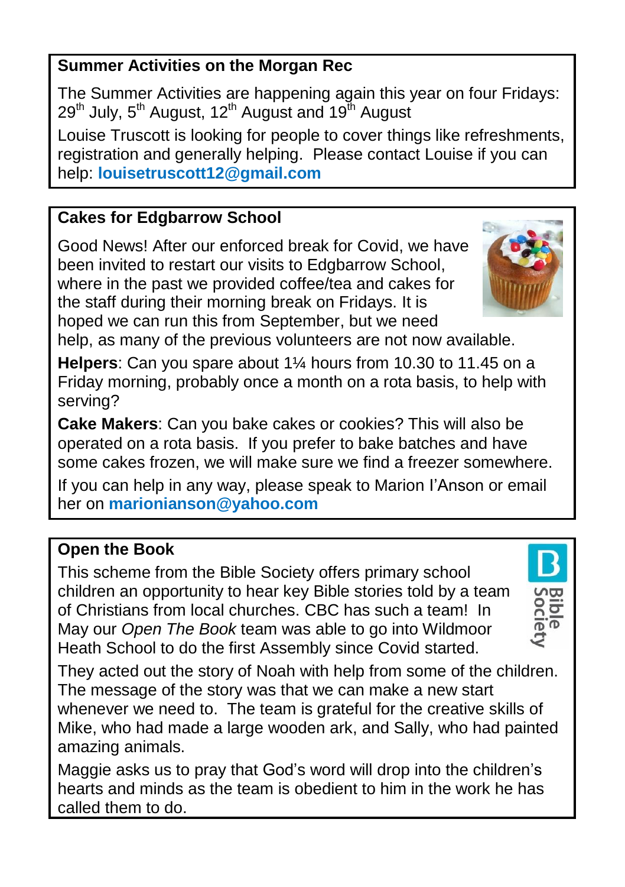## Summer Activities on the Morgan Rec

The Summer Activities are happening again this year on four Fridays: 29th July, 5th August, 12th August and 19th August

Louise Truscott is looking for people to cover things like refreshments, registration and generally helping. Please contact Louise if you can help: **louisetruscott12@gmail.com**

## Cakes for Edgbarrow School

Good News! After our enforced break for Covid, we have been invited to restart our visits to Edgbarrow School, where in the past we provided coffee/tea and cakes for the staff during their morning break on Fridays. It is hoped we can run this from September, but we need help, as many of the previous volunteers are not now available.

**Helpers**: Can you spare about 1¼ hours from 10.30 to 11.45 on a Friday morning, probably once a month on a rota basis, to help with serving?

**Cake Makers**: Can you bake cakes or cookies? This will also be operated on a rota basis. If you prefer to bake batches and have some cakes frozen, we will make sure we find a freezer somewhere.

If you can help in any way, please speak to Marion I'Anson or email her on **marionianson@yahoo.com**

## Open the Book

This scheme from the Bible Society offers primary school children an opportunity to hear key Bible stories told by a team of Christians from local churches. CBC has such a team! In May our *Open The Book* team was able to go into Wildmoor Heath School to do the first Assembly since Covid started.

They acted out the story of Noah with help from some of the children. The message of the story was that we can make a new start whenever we need to. The team is grateful for the creative skills of Mike, who had made a large wooden ark, and Sally, who had painted amazing animals.

Maggie asks us to pray that God's word will drop into the children's hearts and minds as the team is obedient to him in the work he has called them to do.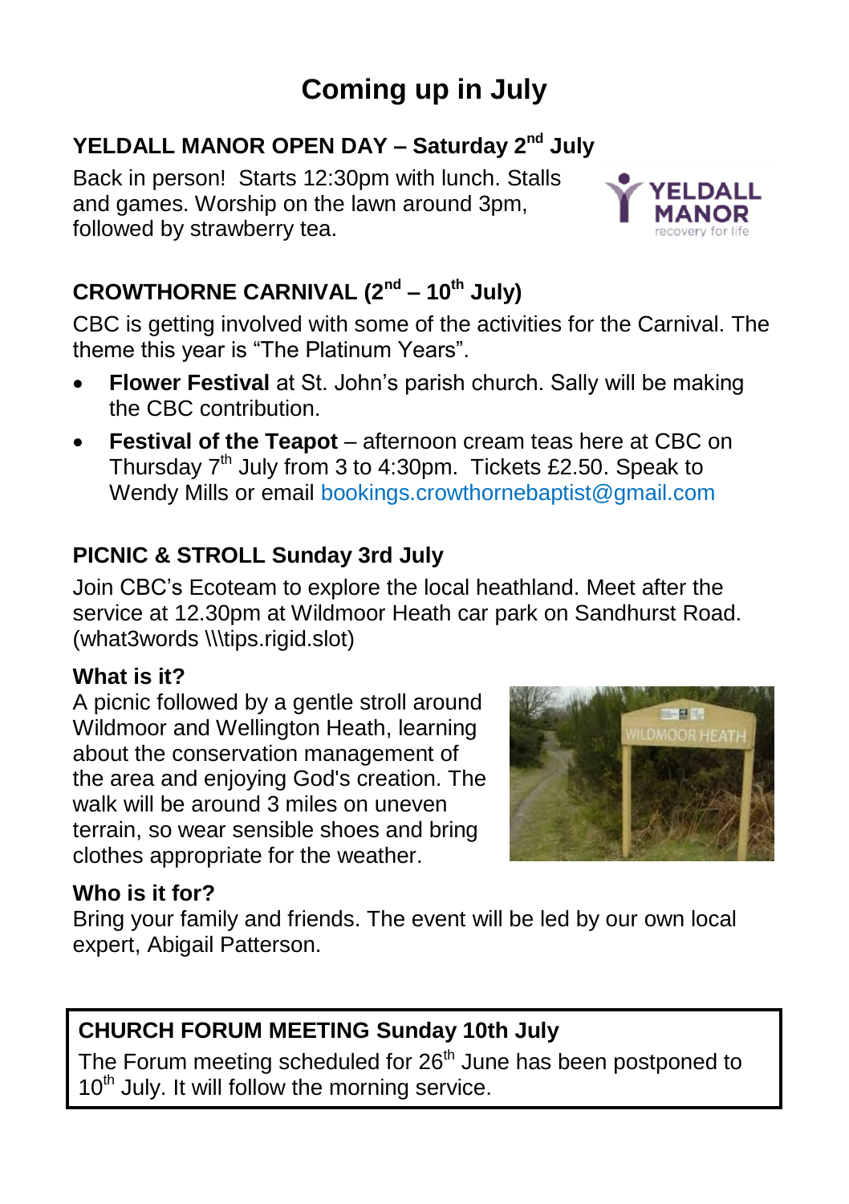# Coming up in July

## YELDALL MANOR OPEN DAY – Saturday 2nd July

Back in person! Starts 12:30pm with lunch. Stalls and games. Worship on the lawn around 3pm, followed by strawberry tea.

## CROWTHORNE CARNIVAL (2nd – 10th July)

CBC is getting involved with some of the activities for the Carnival. The theme this year is "The Platinum Years".

- **Flower Festival** at St. John's parish church. Sally will be making the CBC contribution.
- **Festival of the Teapot** – afternoon cream teas here at CBC on Thursday 7th July from 3 to 4:30pm. Tickets £2.50. Speak to Wendy Mills or email bookings.crowthornebaptist@gmail.com

## PICNIC & STROLL Sunday 3rd July

Join CBC's Ecoteam to explore the local heathland. Meet after the service at 12.30pm at Wildmoor Heath car park on Sandhurst Road. (what3words \\\tips.rigid.slot)

### What is it?

A picnic followed by a gentle stroll around Wildmoor and Wellington Heath, learning about the conservation management of the area and enjoying God's creation. The walk will be around 3 miles on uneven terrain, so wear sensible shoes and bring clothes appropriate for the weather.

### Who is it for?

Bring your family and friends. The event will be led by our own local expert, Abigail Patterson.

## CHURCH FORUM MEETING Sunday 10th July

The Forum meeting scheduled for 26th June has been postponed to 10th July. It will follow the morning service.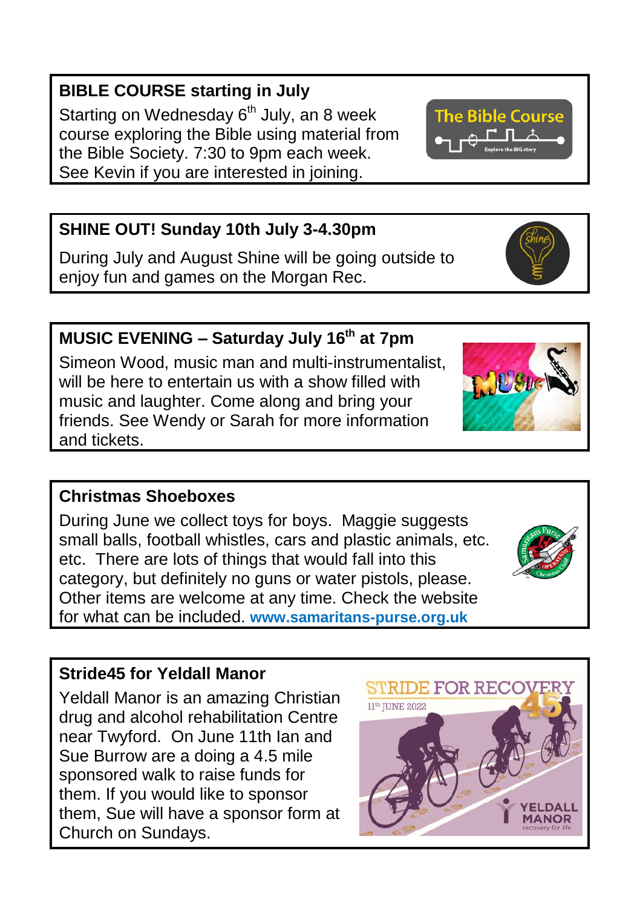## BIBLE COURSE starting in July

Starting on Wednesday 6th July, an 8 week course exploring the Bible using material from the Bible Society. 7:30 to 9pm each week. See Kevin if you are interested in joining.

## SHINE OUT! Sunday 10th July 3-4.30pm

During July and August Shine will be going outside to enjoy fun and games on the Morgan Rec.

## MUSIC EVENING – Saturday July 16th at 7pm

Simeon Wood, music man and multi-instrumentalist, will be here to entertain us with a show filled with music and laughter. Come along and bring your friends. See Wendy or Sarah for more information and tickets.

## Christmas Shoeboxes

During June we collect toys for boys. Maggie suggests small balls, football whistles, cars and plastic animals, etc. etc. There are lots of things that would fall into this category, but definitely no guns or water pistols, please. Other items are welcome at any time. Check the website for what can be included. **www.samaritans-purse.org.uk**

## Stride45 for Yeldall Manor

Yeldall Manor is an amazing Christian drug and alcohol rehabilitation Centre near Twyford. On June 11th Ian and Sue Burrow are a doing a 4.5 mile sponsored walk to raise funds for them. If you would like to sponsor them, Sue will have a sponsor form at Church on Sundays.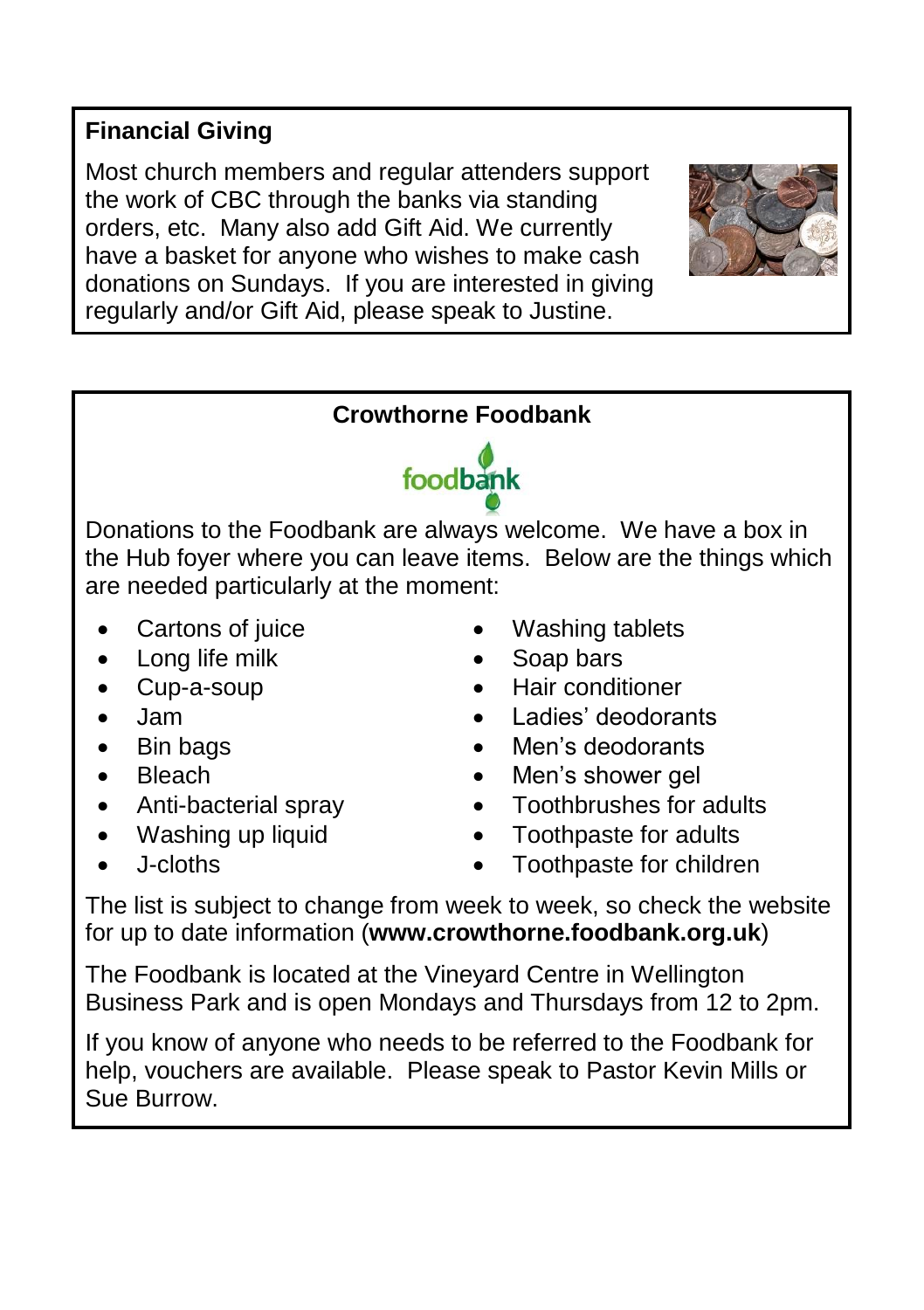## Financial Giving

Most church members and regular attenders support the work of CBC through the banks via standing orders, etc. Many also add Gift Aid. We currently have a basket for anyone who wishes to make cash donations on Sundays. If you are interested in giving regularly and/or Gift Aid, please speak to Justine.

## Crowthorne Foodbank

Donations to the Foodbank are always welcome. We have a box in the Hub foyer where you can leave items. Below are the things which are needed particularly at the moment:

- Cartons of juice
- Long life milk
- Cup-a-soup
- Jam
- Bin bags
- Bleach
- Anti-bacterial spray
- Washing up liquid
- J-cloths
- Washing tablets
- Soap bars
- Hair conditioner
- Ladies' deodorants
- Men's deodorants
- Men's shower gel
- Toothbrushes for adults
- Toothpaste for adults
- Toothpaste for children

The list is subject to change from week to week, so check the website for up to date information (**www.crowthorne.foodbank.org.uk**)

The Foodbank is located at the Vineyard Centre in Wellington Business Park and is open Mondays and Thursdays from 12 to 2pm.

If you know of anyone who needs to be referred to the Foodbank for help, vouchers are available. Please speak to Pastor Kevin Mills or Sue Burrow.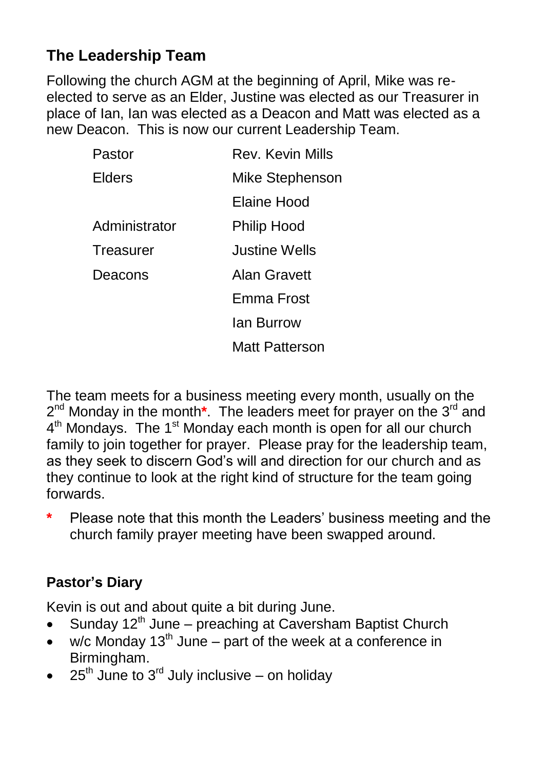## The Leadership Team

Following the church AGM at the beginning of April, Mike was re-elected to serve as an Elder, Justine was elected as our Treasurer in place of Ian, Ian was elected as a Deacon and Matt was elected as a new Deacon. This is now our current Leadership Team.

| | |
|---|---|
| Pastor | Rev. Kevin Mills |
| Elders | Mike Stephenson |
| | Elaine Hood |
| Administrator | Philip Hood |
| Treasurer | Justine Wells |
| Deacons | Alan Gravett |
| | Emma Frost |
| | Ian Burrow |
| | Matt Patterson |

The team meets for a business meeting every month, usually on the 2nd Monday in the month*. The leaders meet for prayer on the 3rd and 4th Mondays. The 1st Monday each month is open for all our church family to join together for prayer. Please pray for the leadership team, as they seek to discern God's will and direction for our church and as they continue to look at the right kind of structure for the team going forwards.

\* Please note that this month the Leaders' business meeting and the church family prayer meeting have been swapped around.

### Pastor's Diary

Kevin is out and about quite a bit during June.

- Sunday 12th June – preaching at Caversham Baptist Church
- w/c Monday 13th June – part of the week at a conference in Birmingham.
- 25th June to 3rd July inclusive – on holiday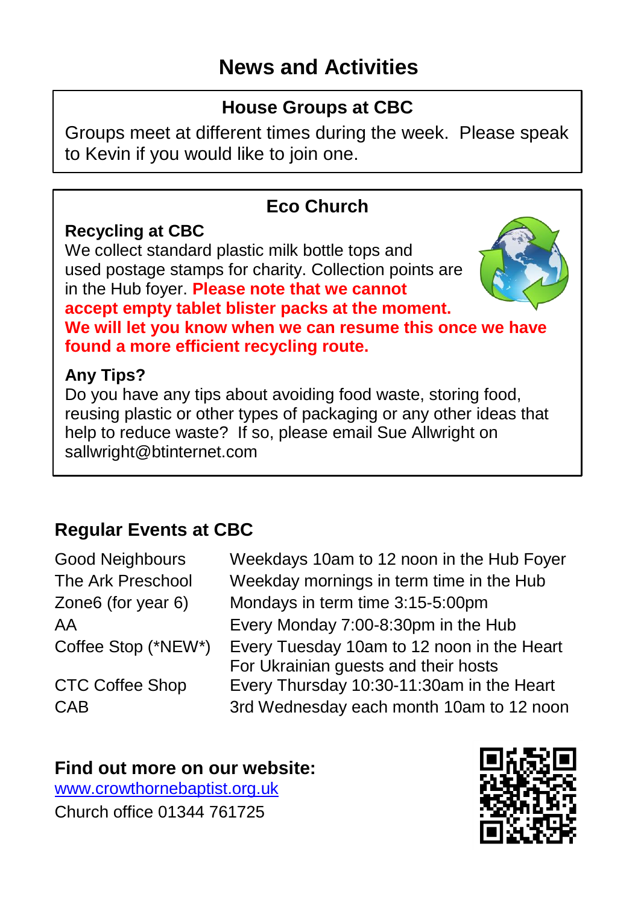# News and Activities

## House Groups at CBC

Groups meet at different times during the week. Please speak to Kevin if you would like to join one.

## Eco Church

**Recycling at CBC**

We collect standard plastic milk bottle tops and used postage stamps for charity. Collection points are in the Hub foyer. **Please note that we cannot accept empty tablet blister packs at the moment. We will let you know when we can resume this once we have found a more efficient recycling route.**

**Any Tips?**

Do you have any tips about avoiding food waste, storing food, reusing plastic or other types of packaging or any other ideas that help to reduce waste? If so, please email Sue Allwright on sallwright@btinternet.com

## Regular Events at CBC

| | |
|---|---|
| Good Neighbours | Weekdays 10am to 12 noon in the Hub Foyer |
| The Ark Preschool | Weekday mornings in term time in the Hub |
| Zone6 (for year 6) | Mondays in term time 3:15-5:00pm |
| AA | Every Monday 7:00-8:30pm in the Hub |
| Coffee Stop (*NEW*) | Every Tuesday 10am to 12 noon in the Heart<br>For Ukrainian guests and their hosts |
| CTC Coffee Shop | Every Thursday 10:30-11:30am in the Heart |
| CAB | 3rd Wednesday each month 10am to 12 noon |

**Find out more on our website:**

[www.crowthornebaptist.org.uk](http://www.crowthornebaptist.org.uk)

Church office 01344 761725